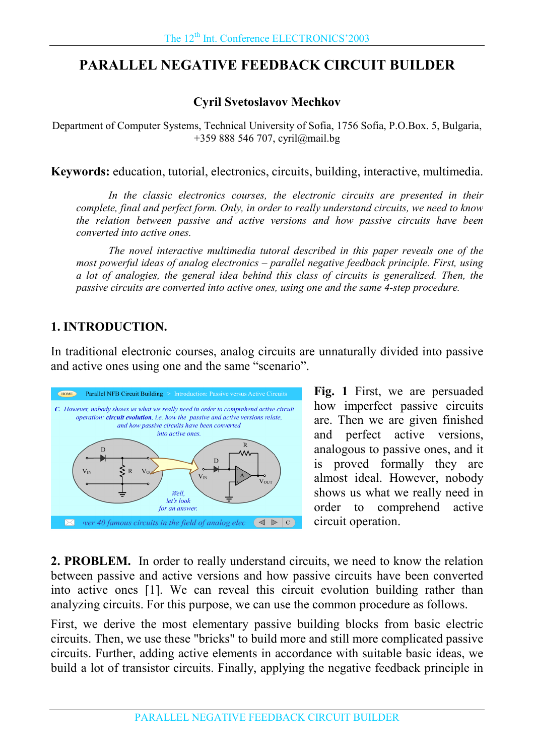# PARALLEL NEGATIVE FEEDBACK CIRCUIT BUILDER

**Cyril Svetoslavov Mechkov**

Department of Computer Systems, Technical University of Sofia, 1756 Sofia, P.O.Box. 5, Bulgaria, +359 888 546 707, cyril@mail.bg

**Keywords:** education, tutorial, electronics, circuits, building, interactive, multimedia.

*In the classic electronics courses, the electronic circuits are presented in their complete, final and perfect form. Only, in order to really understand circuits, we need to know the relation between passive and active versions and how passive circuits have been converted into active ones.*

*The novel interactive multimedia tutoral described in this paper reveals one of the most powerful ideas of analog electronics – parallel negative feedback principle. First, using a lot of analogies, the general idea behind this class of circuits is generalized. Then, the passive circuits are converted into active ones, using one and the same 4-step procedure.*

## 1. INTRODUCTION.

In traditional electronic courses, analog circuits are unnaturally divided into passive and active ones using one and the same "scenario".

**Fig. 1** First, we are persuaded how imperfect passive circuits are. Then we are given finished and perfect active versions, analogous to passive ones, and it is proved formally they are almost ideal. However, nobody shows us what we really need in order to comprehend active circuit operation.

**2. PROBLEM.** In order to really understand circuits, we need to know the relation between passive and active versions and how passive circuits have been converted into active ones [1]. We can reveal this circuit evolution building rather than analyzing circuits. For this purpose, we can use the common procedure as follows.

First, we derive the most elementary passive building blocks from basic electric circuits. Then, we use these "bricks" to build more and still more complicated passive circuits. Further, adding active elements in accordance with suitable basic ideas, we build a lot of transistor circuits. Finally, applying the negative feedback principle in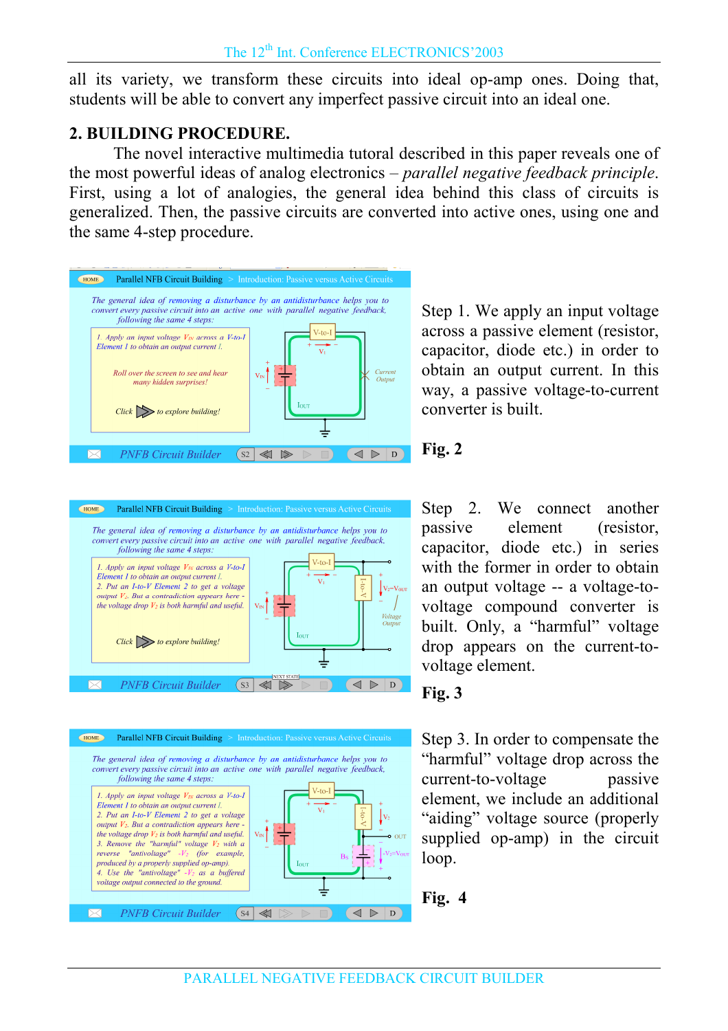all its variety, we transform these circuits into ideal op-amp ones. Doing that, students will be able to convert any imperfect passive circuit into an ideal one.

## 2. BUILDING PROCEDURE.

The novel interactive multimedia tutoral described in this paper reveals one of the most powerful ideas of analog electronics – *parallel negative feedback principle*. First, using a lot of analogies, the general idea behind this class of circuits is generalized. Then, the passive circuits are converted into active ones, using one and the same 4-step procedure.

Step 1. We apply an input voltage across a passive element (resistor, capacitor, diode etc.) in order to obtain an output current. In this way, a passive voltage-to-current converter is built.

**Fig. 2**

Step 2. We connect another passive element (resistor, capacitor, diode etc.) in series with the former in order to obtain an output voltage -- a voltage-to-voltage compound converter is built. Only, a "harmful" voltage drop appears on the current-to-voltage element.

**Fig. 3**

Step 3. In order to compensate the "harmful" voltage drop across the current-to-voltage passive element, we include an additional "aiding" voltage source (properly supplied op-amp) in the circuit loop.

**Fig. 4**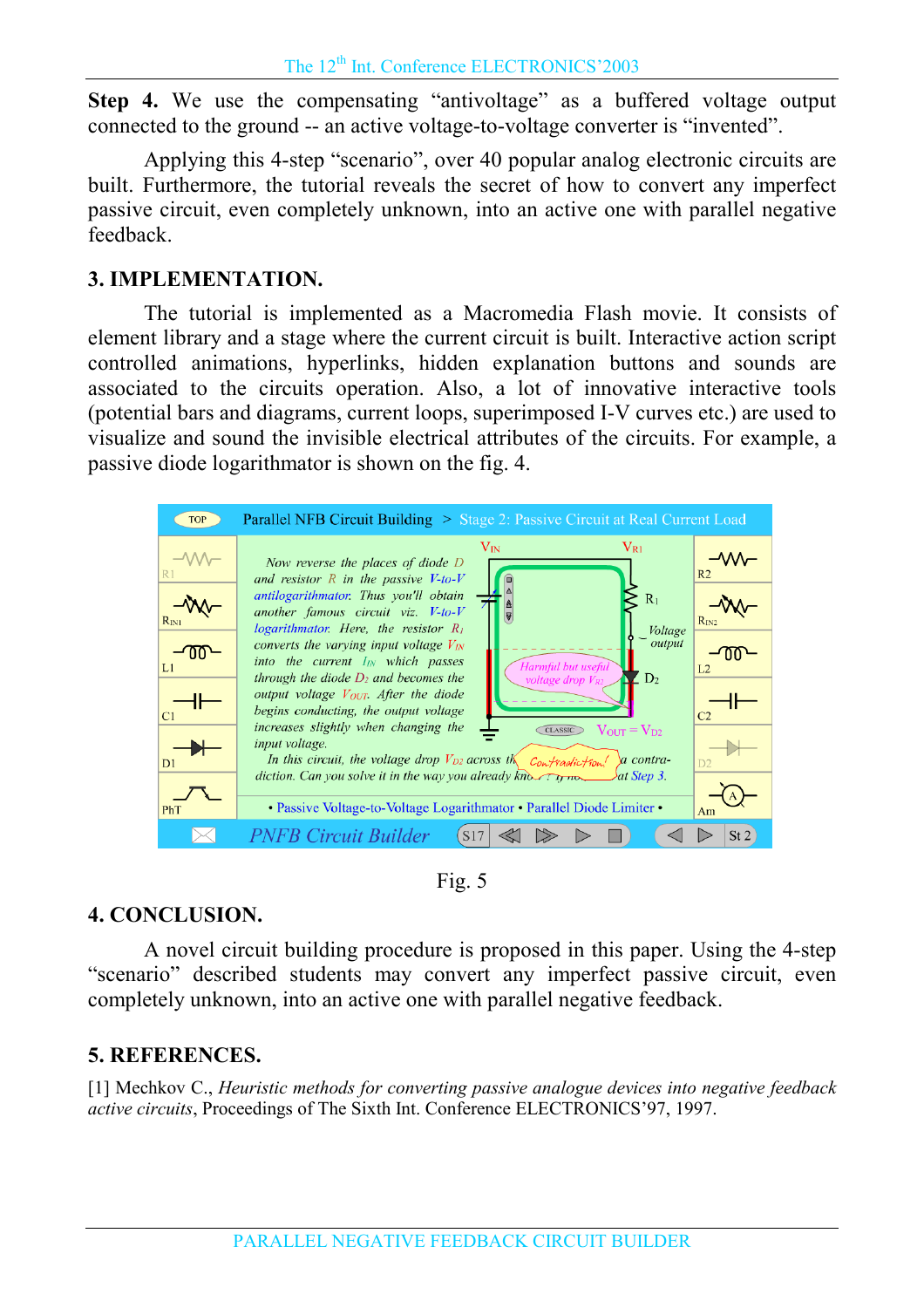**Step 4.** We use the compensating "antivoltage" as a buffered voltage output connected to the ground -- an active voltage-to-voltage converter is "invented".

Applying this 4-step "scenario", over 40 popular analog electronic circuits are built. Furthermore, the tutorial reveals the secret of how to convert any imperfect passive circuit, even completely unknown, into an active one with parallel negative feedback.

## 3. IMPLEMENTATION.

The tutorial is implemented as a Macromedia Flash movie. It consists of element library and a stage where the current circuit is built. Interactive action script controlled animations, hyperlinks, hidden explanation buttons and sounds are associated to the circuits operation. Also, a lot of innovative interactive tools (potential bars and diagrams, current loops, superimposed I-V curves etc.) are used to visualize and sound the invisible electrical attributes of the circuits. For example, a passive diode logarithmator is shown on the fig. 4.

Fig. 5

## 4. CONCLUSION.

A novel circuit building procedure is proposed in this paper. Using the 4-step "scenario" described students may convert any imperfect passive circuit, even completely unknown, into an active one with parallel negative feedback.

## 5. REFERENCES.

[1] Mechkov C., *Heuristic methods for converting passive analogue devices into negative feedback active circuits*, Proceedings of The Sixth Int. Conference ELECTRONICS'97, 1997.